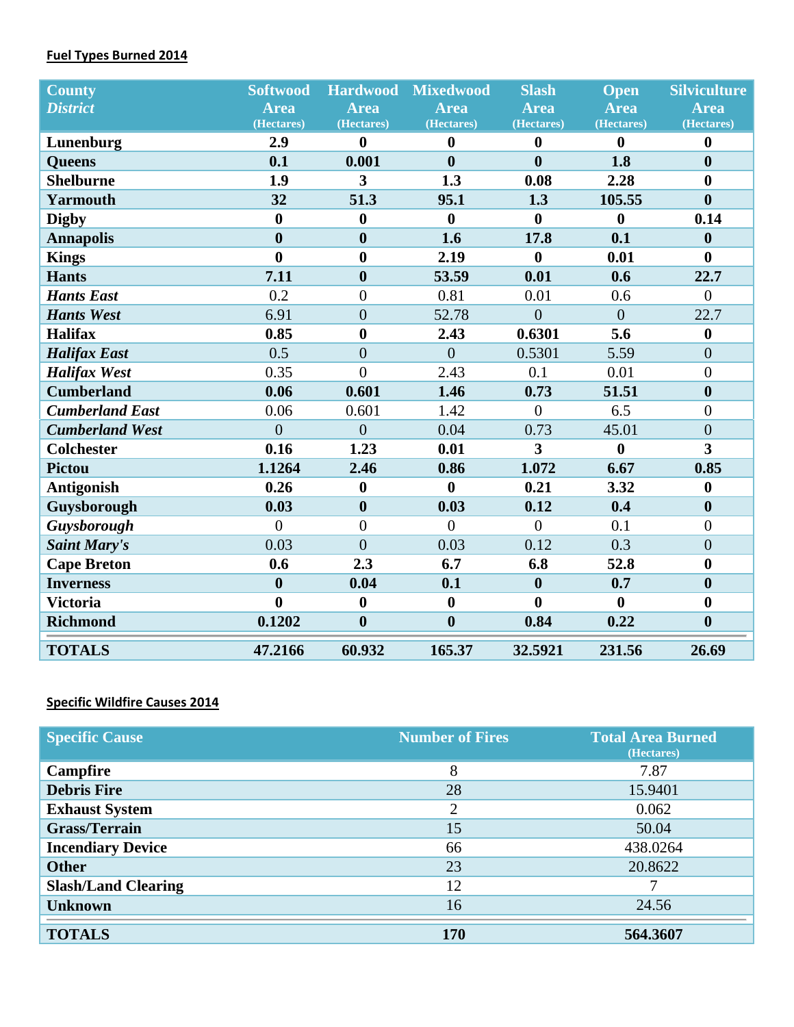**Fuel Types Burned 2014**

| County *District* | Softwood Area (Hectares) | Hardwood Area (Hectares) | Mixedwood Area (Hectares) | Slash Area (Hectares) | Open Area (Hectares) | Silviculture Area (Hectares) |
|---|---|---|---|---|---|---|
| **Lunenburg** | **2.9** | **0** | **0** | **0** | **0** | **0** |
| **Queens** | **0.1** | **0.001** | **0** | **0** | **1.8** | **0** |
| **Shelburne** | **1.9** | **3** | **1.3** | **0.08** | **2.28** | **0** |
| **Yarmouth** | **32** | **51.3** | **95.1** | **1.3** | **105.55** | **0** |
| **Digby** | **0** | **0** | **0** | **0** | **0** | **0.14** |
| **Annapolis** | **0** | **0** | **1.6** | **17.8** | **0.1** | **0** |
| **Kings** | **0** | **0** | **2.19** | **0** | **0.01** | **0** |
| **Hants** | **7.11** | **0** | **53.59** | **0.01** | **0.6** | **22.7** |
| ***Hants East*** | 0.2 | 0 | 0.81 | 0.01 | 0.6 | 0 |
| ***Hants West*** | 6.91 | 0 | 52.78 | 0 | 0 | 22.7 |
| **Halifax** | **0.85** | **0** | **2.43** | **0.6301** | **5.6** | **0** |
| ***Halifax East*** | 0.5 | 0 | 0 | 0.5301 | 5.59 | 0 |
| ***Halifax West*** | 0.35 | 0 | 2.43 | 0.1 | 0.01 | 0 |
| **Cumberland** | **0.06** | **0.601** | **1.46** | **0.73** | **51.51** | **0** |
| ***Cumberland East*** | 0.06 | 0.601 | 1.42 | 0 | 6.5 | 0 |
| ***Cumberland West*** | 0 | 0 | 0.04 | 0.73 | 45.01 | 0 |
| **Colchester** | **0.16** | **1.23** | **0.01** | **3** | **0** | **3** |
| **Pictou** | **1.1264** | **2.46** | **0.86** | **1.072** | **6.67** | **0.85** |
| **Antigonish** | **0.26** | **0** | **0** | **0.21** | **3.32** | **0** |
| **Guysborough** | **0.03** | **0** | **0.03** | **0.12** | **0.4** | **0** |
| ***Guysborough*** | 0 | 0 | 0 | 0 | 0.1 | 0 |
| ***Saint Mary's*** | 0.03 | 0 | 0.03 | 0.12 | 0.3 | 0 |
| **Cape Breton** | **0.6** | **2.3** | **6.7** | **6.8** | **52.8** | **0** |
| **Inverness** | **0** | **0.04** | **0.1** | **0** | **0.7** | **0** |
| **Victoria** | **0** | **0** | **0** | **0** | **0** | **0** |
| **Richmond** | **0.1202** | **0** | **0** | **0.84** | **0.22** | **0** |
| **TOTALS** | **47.2166** | **60.932** | **165.37** | **32.5921** | **231.56** | **26.69** |

**Specific Wildfire Causes 2014**

| Specific Cause | Number of Fires | Total Area Burned (Hectares) |
|---|---|---|
| **Campfire** | 8 | 7.87 |
| **Debris Fire** | 28 | 15.9401 |
| **Exhaust System** | 2 | 0.062 |
| **Grass/Terrain** | 15 | 50.04 |
| **Incendiary Device** | 66 | 438.0264 |
| **Other** | 23 | 20.8622 |
| **Slash/Land Clearing** | 12 | 7 |
| **Unknown** | 16 | 24.56 |
| **TOTALS** | **170** | **564.3607** |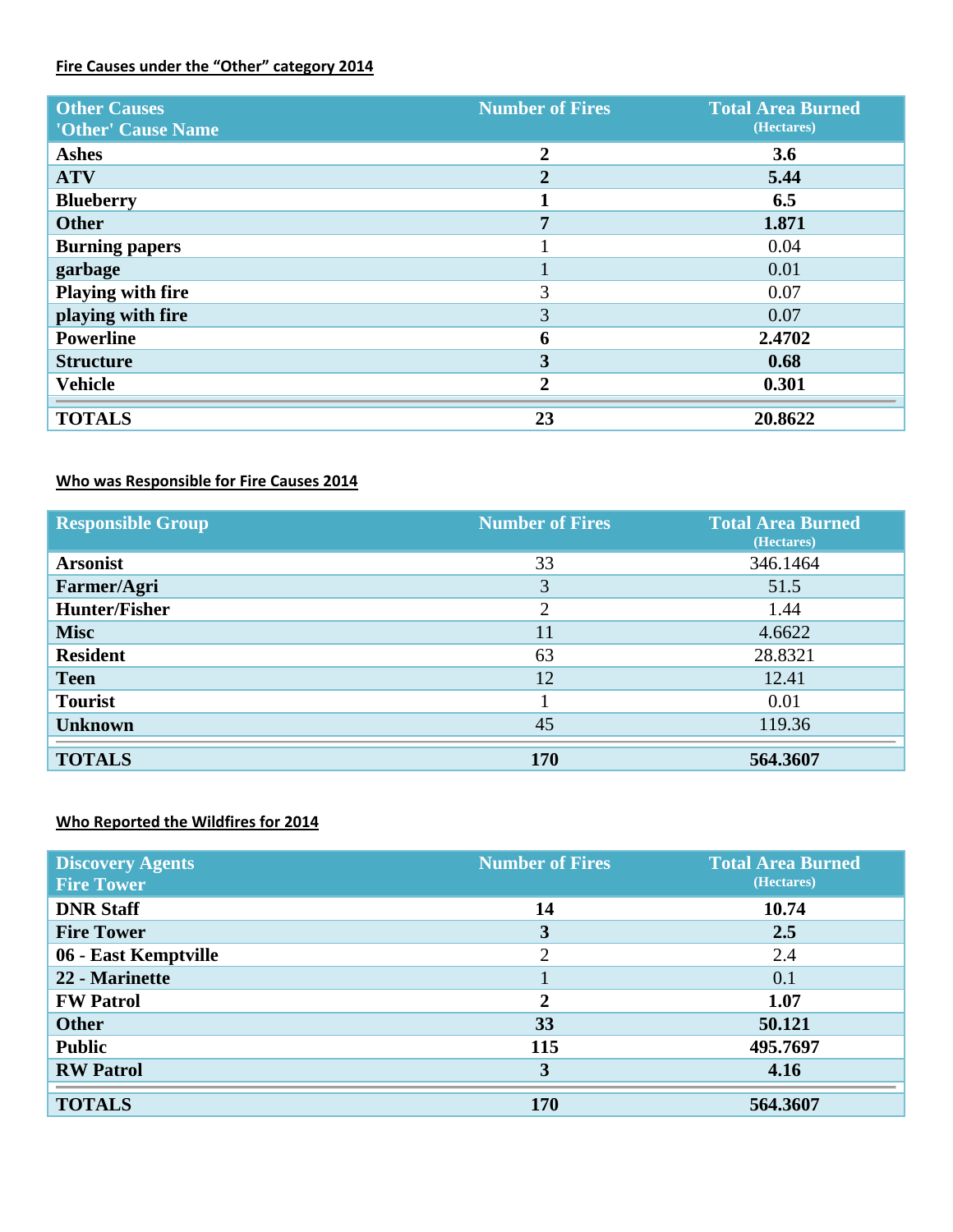**Fire Causes under the "Other" category 2014**

| Other Causes<br>'Other' Cause Name | Number of Fires | Total Area Burned (Hectares) |
|---|---|---|
| **Ashes** | **2** | **3.6** |
| **ATV** | **2** | **5.44** |
| **Blueberry** | **1** | **6.5** |
| **Other** | **7** | **1.871** |
| **Burning papers** | 1 | 0.04 |
| **garbage** | 1 | 0.01 |
| **Playing with fire** | 3 | 0.07 |
| **playing with fire** | 3 | 0.07 |
| **Powerline** | **6** | **2.4702** |
| **Structure** | **3** | **0.68** |
| **Vehicle** | **2** | **0.301** |
| **TOTALS** | **23** | **20.8622** |

**Who was Responsible for Fire Causes 2014**

| Responsible Group | Number of Fires | Total Area Burned (Hectares) |
|---|---|---|
| **Arsonist** | 33 | 346.1464 |
| **Farmer/Agri** | 3 | 51.5 |
| **Hunter/Fisher** | 2 | 1.44 |
| **Misc** | 11 | 4.6622 |
| **Resident** | 63 | 28.8321 |
| **Teen** | 12 | 12.41 |
| **Tourist** | 1 | 0.01 |
| **Unknown** | 45 | 119.36 |
| **TOTALS** | **170** | **564.3607** |

**Who Reported the Wildfires for 2014**

| Discovery Agents<br>Fire Tower | Number of Fires | Total Area Burned (Hectares) |
|---|---|---|
| **DNR Staff** | **14** | **10.74** |
| **Fire Tower** | **3** | **2.5** |
| **06 - East Kemptville** | 2 | 2.4 |
| **22 - Marinette** | 1 | 0.1 |
| **FW Patrol** | **2** | **1.07** |
| **Other** | **33** | **50.121** |
| **Public** | **115** | **495.7697** |
| **RW Patrol** | **3** | **4.16** |
| **TOTALS** | **170** | **564.3607** |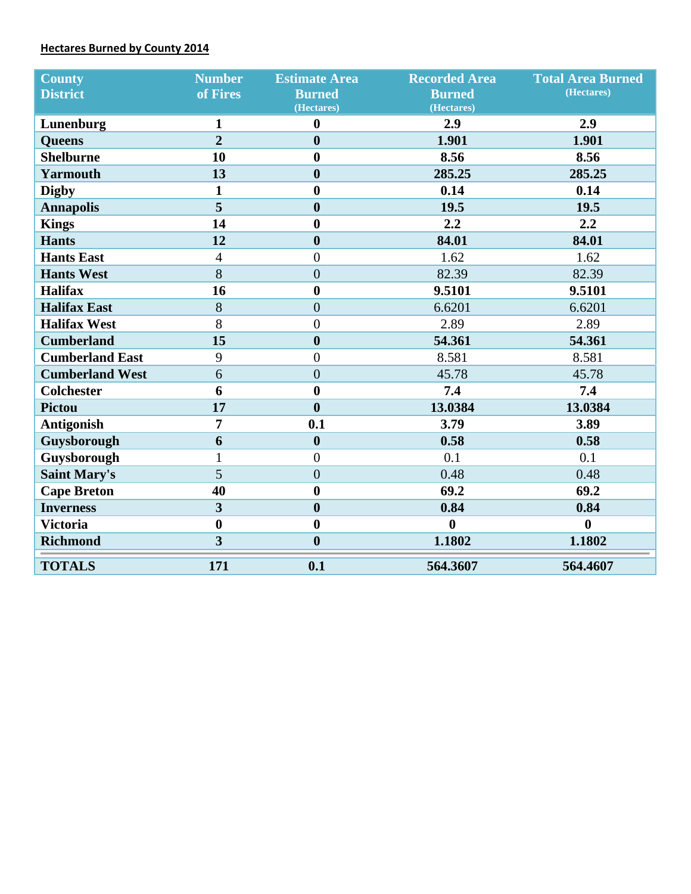**Hectares Burned by County 2014**

| County District | Number of Fires | Estimate Area Burned (Hectares) | Recorded Area Burned (Hectares) | Total Area Burned (Hectares) |
|---|---|---|---|---|
| **Lunenburg** | **1** | **0** | **2.9** | **2.9** |
| **Queens** | **2** | **0** | **1.901** | **1.901** |
| **Shelburne** | **10** | **0** | **8.56** | **8.56** |
| **Yarmouth** | **13** | **0** | **285.25** | **285.25** |
| **Digby** | **1** | **0** | **0.14** | **0.14** |
| **Annapolis** | **5** | **0** | **19.5** | **19.5** |
| **Kings** | **14** | **0** | **2.2** | **2.2** |
| **Hants** | **12** | **0** | **84.01** | **84.01** |
| **Hants East** | 4 | 0 | 1.62 | 1.62 |
| **Hants West** | 8 | 0 | 82.39 | 82.39 |
| **Halifax** | **16** | **0** | **9.5101** | **9.5101** |
| **Halifax East** | 8 | 0 | 6.6201 | 6.6201 |
| **Halifax West** | 8 | 0 | 2.89 | 2.89 |
| **Cumberland** | **15** | **0** | **54.361** | **54.361** |
| **Cumberland East** | 9 | 0 | 8.581 | 8.581 |
| **Cumberland West** | 6 | 0 | 45.78 | 45.78 |
| **Colchester** | **6** | **0** | **7.4** | **7.4** |
| **Pictou** | **17** | **0** | **13.0384** | **13.0384** |
| **Antigonish** | **7** | **0.1** | **3.79** | **3.89** |
| **Guysborough** | **6** | **0** | **0.58** | **0.58** |
| **Guysborough** | 1 | 0 | 0.1 | 0.1 |
| **Saint Mary's** | 5 | 0 | 0.48 | 0.48 |
| **Cape Breton** | **40** | **0** | **69.2** | **69.2** |
| **Inverness** | **3** | **0** | **0.84** | **0.84** |
| **Victoria** | **0** | **0** | **0** | **0** |
| **Richmond** | **3** | **0** | **1.1802** | **1.1802** |
| **TOTALS** | **171** | **0.1** | **564.3607** | **564.4607** |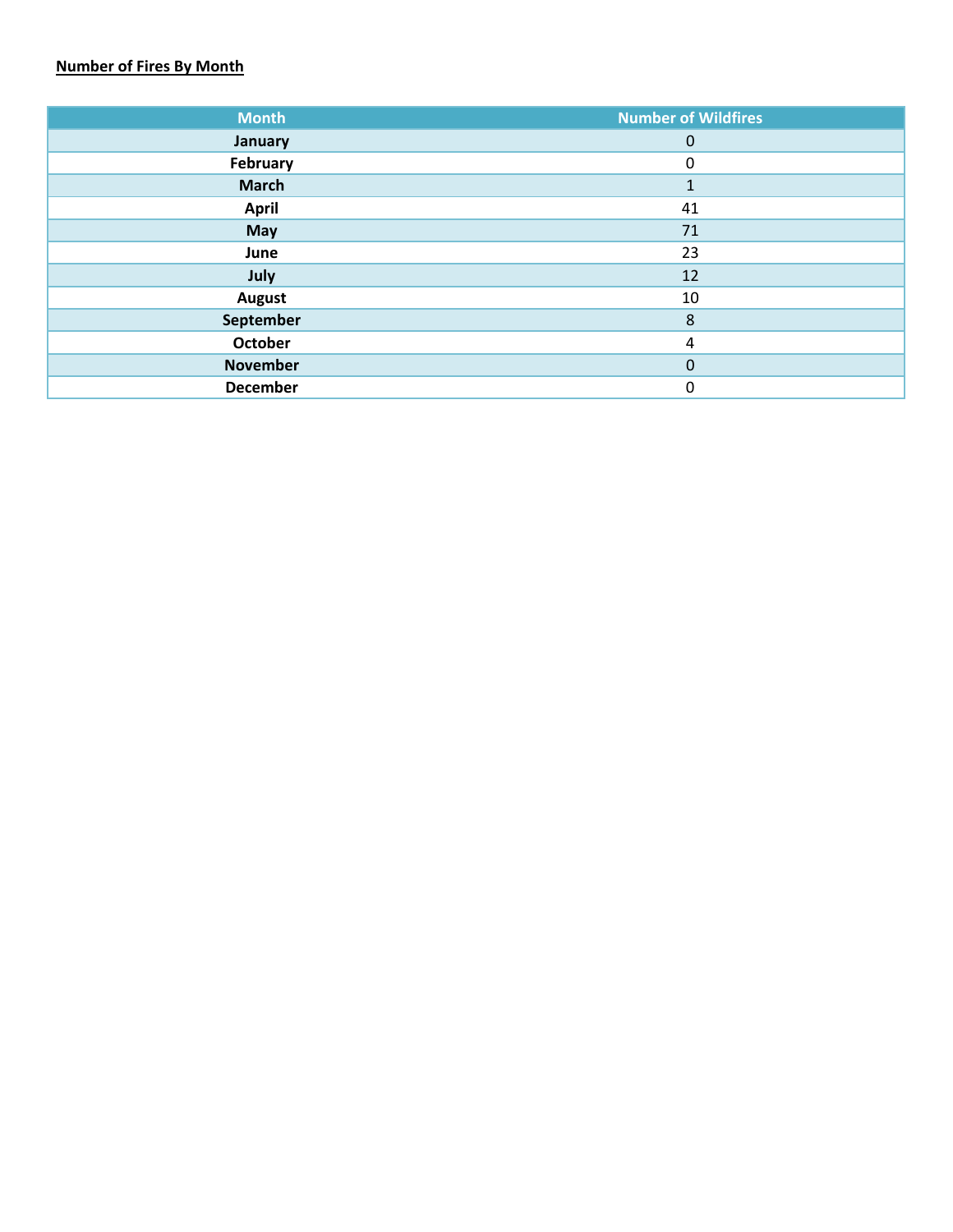**Number of Fires By Month**

| Month | Number of Wildfires |
|---|---|
| **January** | 0 |
| **February** | 0 |
| **March** | 1 |
| **April** | 41 |
| **May** | 71 |
| **June** | 23 |
| **July** | 12 |
| **August** | 10 |
| **September** | 8 |
| **October** | 4 |
| **November** | 0 |
| **December** | 0 |